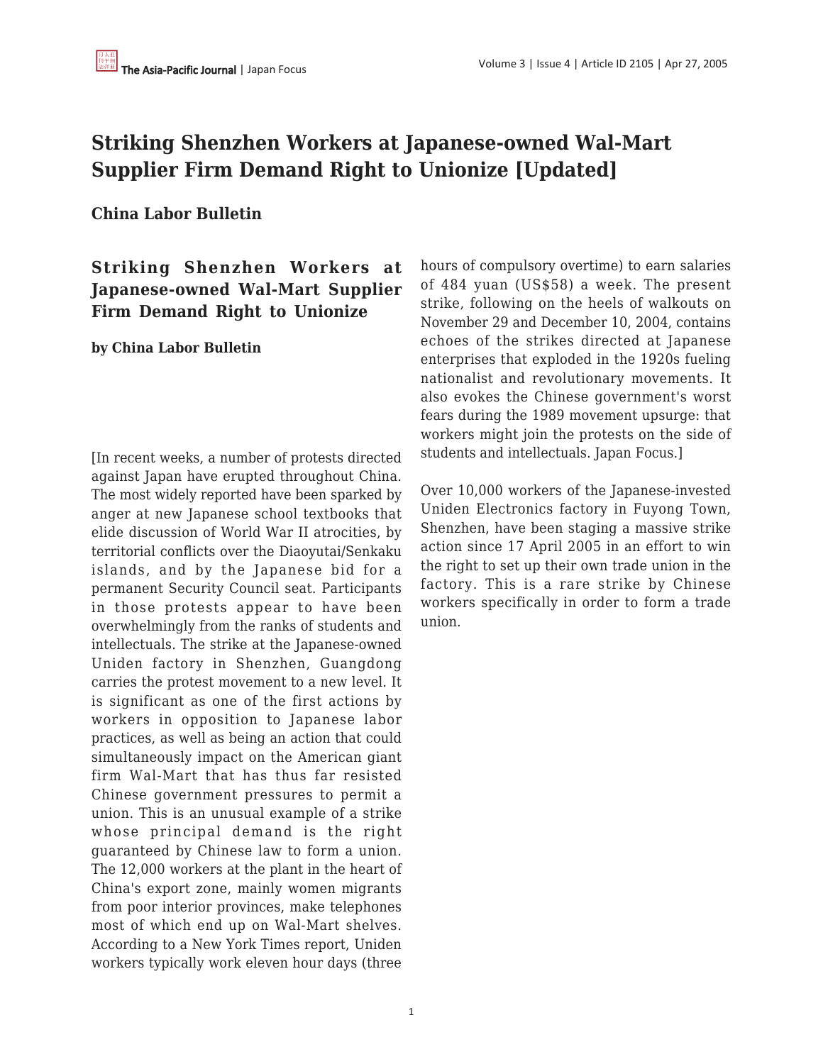# Striking Shenzhen Workers at Japanese-owned Wal-Mart Supplier Firm Demand Right to Unionize [Updated]

**China Labor Bulletin**

## Striking Shenzhen Workers at Japanese-owned Wal-Mart Supplier Firm Demand Right to Unionize

**by China Labor Bulletin**

[In recent weeks, a number of protests directed against Japan have erupted throughout China. The most widely reported have been sparked by anger at new Japanese school textbooks that elide discussion of World War II atrocities, by territorial conflicts over the Diaoyutai/Senkaku islands, and by the Japanese bid for a permanent Security Council seat. Participants in those protests appear to have been overwhelmingly from the ranks of students and intellectuals. The strike at the Japanese-owned Uniden factory in Shenzhen, Guangdong carries the protest movement to a new level. It is significant as one of the first actions by workers in opposition to Japanese labor practices, as well as being an action that could simultaneously impact on the American giant firm Wal-Mart that has thus far resisted Chinese government pressures to permit a union. This is an unusual example of a strike whose principal demand is the right guaranteed by Chinese law to form a union. The 12,000 workers at the plant in the heart of China's export zone, mainly women migrants from poor interior provinces, make telephones most of which end up on Wal-Mart shelves. According to a New York Times report, Uniden workers typically work eleven hour days (three hours of compulsory overtime) to earn salaries of 484 yuan (US$58) a week. The present strike, following on the heels of walkouts on November 29 and December 10, 2004, contains echoes of the strikes directed at Japanese enterprises that exploded in the 1920s fueling nationalist and revolutionary movements. It also evokes the Chinese government's worst fears during the 1989 movement upsurge: that workers might join the protests on the side of students and intellectuals. Japan Focus.]

Over 10,000 workers of the Japanese-invested Uniden Electronics factory in Fuyong Town, Shenzhen, have been staging a massive strike action since 17 April 2005 in an effort to win the right to set up their own trade union in the factory. This is a rare strike by Chinese workers specifically in order to form a trade union.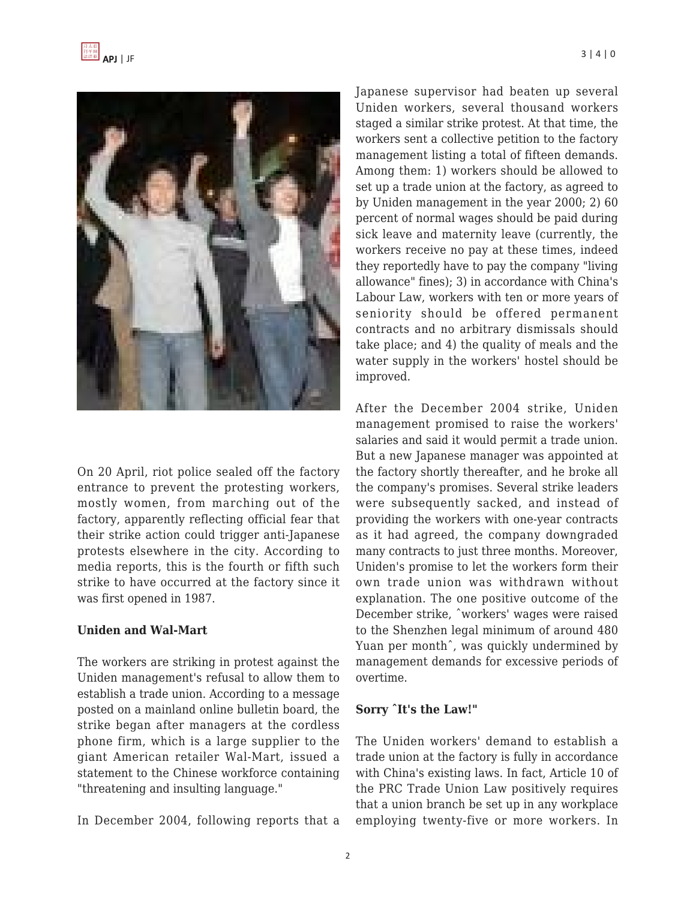On 20 April, riot police sealed off the factory entrance to prevent the protesting workers, mostly women, from marching out of the factory, apparently reflecting official fear that their strike action could trigger anti-Japanese protests elsewhere in the city. According to media reports, this is the fourth or fifth such strike to have occurred at the factory since it was first opened in 1987.

**Uniden and Wal-Mart**

The workers are striking in protest against the Uniden management's refusal to allow them to establish a trade union. According to a message posted on a mainland online bulletin board, the strike began after managers at the cordless phone firm, which is a large supplier to the giant American retailer Wal-Mart, issued a statement to the Chinese workforce containing "threatening and insulting language."

In December 2004, following reports that a Japanese supervisor had beaten up several Uniden workers, several thousand workers staged a similar strike protest. At that time, the workers sent a collective petition to the factory management listing a total of fifteen demands. Among them: 1) workers should be allowed to set up a trade union at the factory, as agreed to by Uniden management in the year 2000; 2) 60 percent of normal wages should be paid during sick leave and maternity leave (currently, the workers receive no pay at these times, indeed they reportedly have to pay the company "living allowance" fines); 3) in accordance with China's Labour Law, workers with ten or more years of seniority should be offered permanent contracts and no arbitrary dismissals should take place; and 4) the quality of meals and the water supply in the workers' hostel should be improved.

After the December 2004 strike, Uniden management promised to raise the workers' salaries and said it would permit a trade union. But a new Japanese manager was appointed at the factory shortly thereafter, and he broke all the company's promises. Several strike leaders were subsequently sacked, and instead of providing the workers with one-year contracts as it had agreed, the company downgraded many contracts to just three months. Moreover, Uniden's promise to let the workers form their own trade union was withdrawn without explanation. The one positive outcome of the December strike, ˆworkers' wages were raised to the Shenzhen legal minimum of around 480 Yuan per monthˆ, was quickly undermined by management demands for excessive periods of overtime.

**Sorry ˆIt's the Law!"**

The Uniden workers' demand to establish a trade union at the factory is fully in accordance with China's existing laws. In fact, Article 10 of the PRC Trade Union Law positively requires that a union branch be set up in any workplace employing twenty-five or more workers. In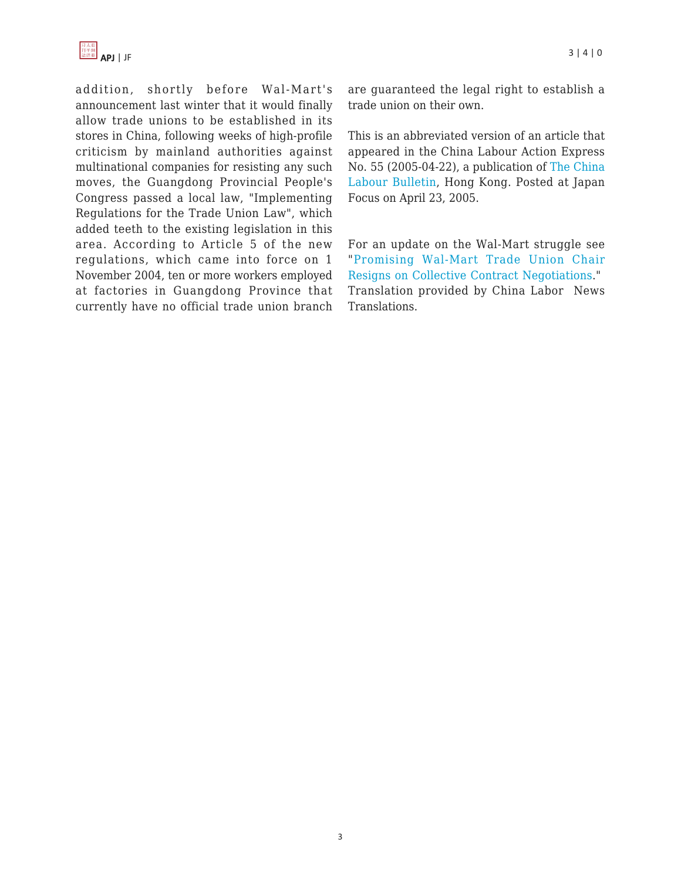addition, shortly before Wal-Mart's announcement last winter that it would finally allow trade unions to be established in its stores in China, following weeks of high-profile criticism by mainland authorities against multinational companies for resisting any such moves, the Guangdong Provincial People's Congress passed a local law, "Implementing Regulations for the Trade Union Law", which added teeth to the existing legislation in this area. According to Article 5 of the new regulations, which came into force on 1 November 2004, ten or more workers employed at factories in Guangdong Province that currently have no official trade union branch are guaranteed the legal right to establish a trade union on their own.

This is an abbreviated version of an article that appeared in the China Labour Action Express No. 55 (2005-04-22), a publication of The China Labour Bulletin, Hong Kong. Posted at Japan Focus on April 23, 2005.

For an update on the Wal-Mart struggle see "Promising Wal-Mart Trade Union Chair Resigns on Collective Contract Negotiations." Translation provided by China Labor News Translations.